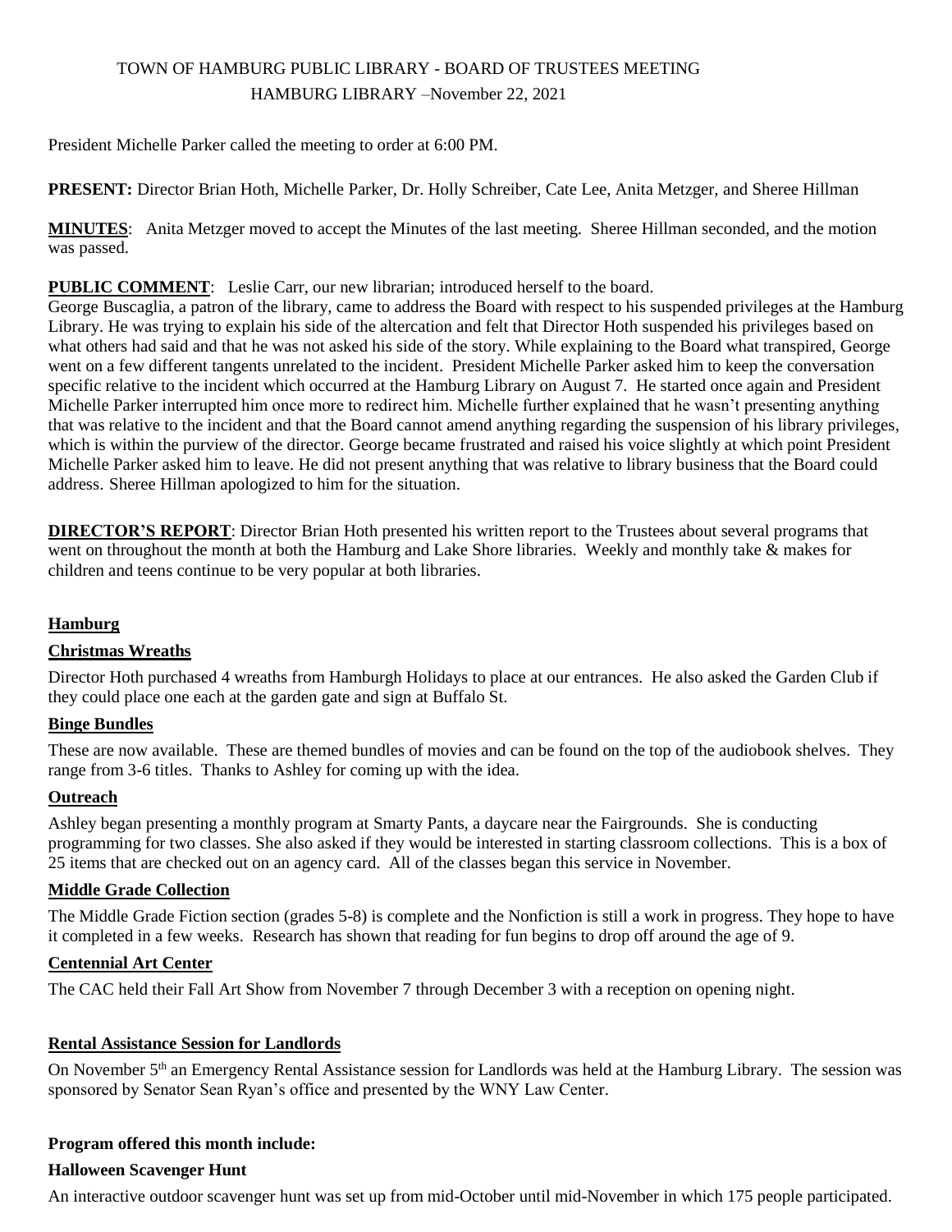# TOWN OF HAMBURG PUBLIC LIBRARY - BOARD OF TRUSTEES MEETING

## HAMBURG LIBRARY –November 22, 2021

President Michelle Parker called the meeting to order at 6:00 PM.

**PRESENT:** Director Brian Hoth, Michelle Parker, Dr. Holly Schreiber, Cate Lee, Anita Metzger, and Sheree Hillman

**MINUTES**: Anita Metzger moved to accept the Minutes of the last meeting. Sheree Hillman seconded, and the motion was passed.

**PUBLIC COMMENT**: Leslie Carr, our new librarian; introduced herself to the board.

George Buscaglia, a patron of the library, came to address the Board with respect to his suspended privileges at the Hamburg Library. He was trying to explain his side of the altercation and felt that Director Hoth suspended his privileges based on what others had said and that he was not asked his side of the story. While explaining to the Board what transpired, George went on a few different tangents unrelated to the incident. President Michelle Parker asked him to keep the conversation specific relative to the incident which occurred at the Hamburg Library on August 7. He started once again and President Michelle Parker interrupted him once more to redirect him. Michelle further explained that he wasn't presenting anything that was relative to the incident and that the Board cannot amend anything regarding the suspension of his library privileges, which is within the purview of the director. George became frustrated and raised his voice slightly at which point President Michelle Parker asked him to leave. He did not present anything that was relative to library business that the Board could address. Sheree Hillman apologized to him for the situation.

**DIRECTOR'S REPORT**: Director Brian Hoth presented his written report to the Trustees about several programs that went on throughout the month at both the Hamburg and Lake Shore libraries. Weekly and monthly take & makes for children and teens continue to be very popular at both libraries.

### Hamburg

#### Christmas Wreaths

Director Hoth purchased 4 wreaths from Hamburgh Holidays to place at our entrances. He also asked the Garden Club if they could place one each at the garden gate and sign at Buffalo St.

#### Binge Bundles

These are now available. These are themed bundles of movies and can be found on the top of the audiobook shelves. They range from 3-6 titles. Thanks to Ashley for coming up with the idea.

#### Outreach

Ashley began presenting a monthly program at Smarty Pants, a daycare near the Fairgrounds. She is conducting programming for two classes. She also asked if they would be interested in starting classroom collections. This is a box of 25 items that are checked out on an agency card. All of the classes began this service in November.

#### Middle Grade Collection

The Middle Grade Fiction section (grades 5-8) is complete and the Nonfiction is still a work in progress. They hope to have it completed in a few weeks. Research has shown that reading for fun begins to drop off around the age of 9.

#### Centennial Art Center

The CAC held their Fall Art Show from November 7 through December 3 with a reception on opening night.

#### Rental Assistance Session for Landlords

On November 5th an Emergency Rental Assistance session for Landlords was held at the Hamburg Library. The session was sponsored by Senator Sean Ryan's office and presented by the WNY Law Center.

#### Program offered this month include:

#### Halloween Scavenger Hunt

An interactive outdoor scavenger hunt was set up from mid-October until mid-November in which 175 people participated.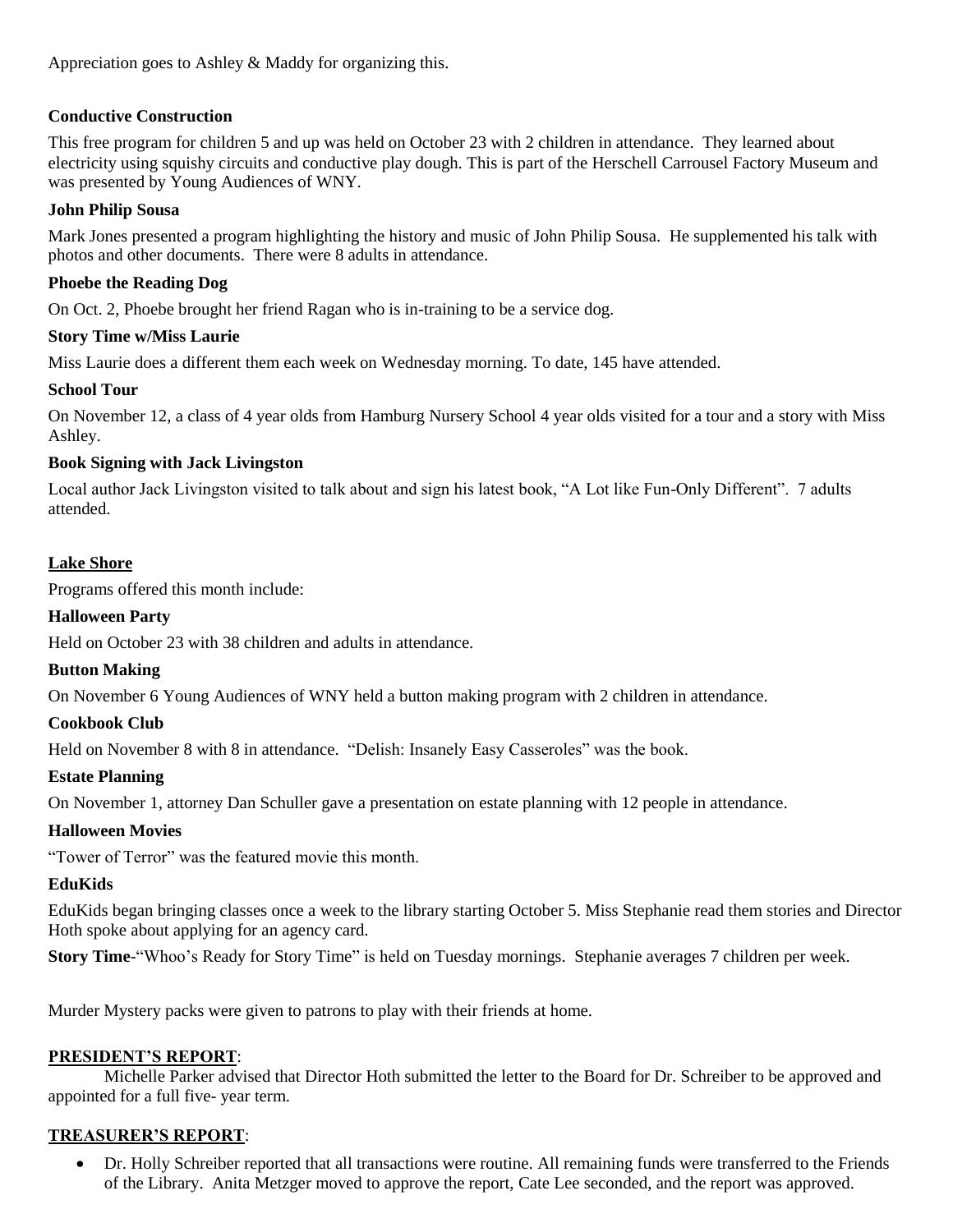Appreciation goes to Ashley & Maddy for organizing this.

**Conductive Construction**

This free program for children 5 and up was held on October 23 with 2 children in attendance. They learned about electricity using squishy circuits and conductive play dough. This is part of the Herschell Carrousel Factory Museum and was presented by Young Audiences of WNY.

**John Philip Sousa**

Mark Jones presented a program highlighting the history and music of John Philip Sousa. He supplemented his talk with photos and other documents. There were 8 adults in attendance.

**Phoebe the Reading Dog**

On Oct. 2, Phoebe brought her friend Ragan who is in-training to be a service dog.

**Story Time w/Miss Laurie**

Miss Laurie does a different them each week on Wednesday morning. To date, 145 have attended.

**School Tour**

On November 12, a class of 4 year olds from Hamburg Nursery School 4 year olds visited for a tour and a story with Miss Ashley.

**Book Signing with Jack Livingston**

Local author Jack Livingston visited to talk about and sign his latest book, "A Lot like Fun-Only Different". 7 adults attended.

**Lake Shore**

Programs offered this month include:

**Halloween Party**

Held on October 23 with 38 children and adults in attendance.

**Button Making**

On November 6 Young Audiences of WNY held a button making program with 2 children in attendance.

**Cookbook Club**

Held on November 8 with 8 in attendance. "Delish: Insanely Easy Casseroles" was the book.

**Estate Planning**

On November 1, attorney Dan Schuller gave a presentation on estate planning with 12 people in attendance.

**Halloween Movies**

"Tower of Terror" was the featured movie this month.

**EduKids**

EduKids began bringing classes once a week to the library starting October 5. Miss Stephanie read them stories and Director Hoth spoke about applying for an agency card.

**Story Time**-"Whoo's Ready for Story Time" is held on Tuesday mornings. Stephanie averages 7 children per week.

Murder Mystery packs were given to patrons to play with their friends at home.

**PRESIDENT'S REPORT**:

Michelle Parker advised that Director Hoth submitted the letter to the Board for Dr. Schreiber to be approved and appointed for a full five- year term.

**TREASURER'S REPORT**:

- Dr. Holly Schreiber reported that all transactions were routine. All remaining funds were transferred to the Friends of the Library. Anita Metzger moved to approve the report, Cate Lee seconded, and the report was approved.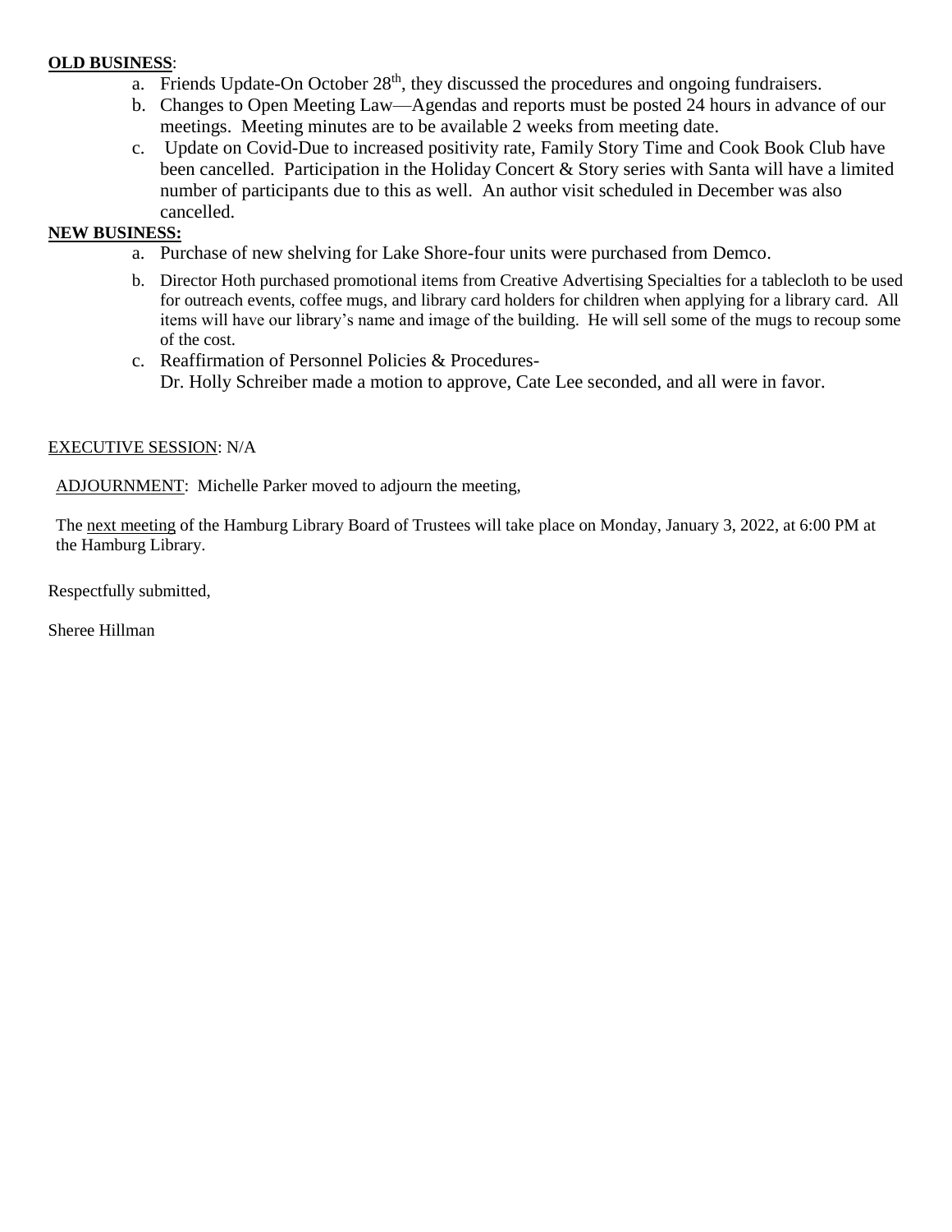**OLD BUSINESS**:

a. Friends Update-On October 28th, they discussed the procedures and ongoing fundraisers.
b. Changes to Open Meeting Law—Agendas and reports must be posted 24 hours in advance of our meetings. Meeting minutes are to be available 2 weeks from meeting date.
c. Update on Covid-Due to increased positivity rate, Family Story Time and Cook Book Club have been cancelled. Participation in the Holiday Concert & Story series with Santa will have a limited number of participants due to this as well. An author visit scheduled in December was also cancelled.

**NEW BUSINESS:**

a. Purchase of new shelving for Lake Shore-four units were purchased from Demco.
b. Director Hoth purchased promotional items from Creative Advertising Specialties for a tablecloth to be used for outreach events, coffee mugs, and library card holders for children when applying for a library card. All items will have our library's name and image of the building. He will sell some of the mugs to recoup some of the cost.
c. Reaffirmation of Personnel Policies & Procedures-
   Dr. Holly Schreiber made a motion to approve, Cate Lee seconded, and all were in favor.

EXECUTIVE SESSION: N/A

ADJOURNMENT: Michelle Parker moved to adjourn the meeting,

The next meeting of the Hamburg Library Board of Trustees will take place on Monday, January 3, 2022, at 6:00 PM at the Hamburg Library.

Respectfully submitted,

Sheree Hillman